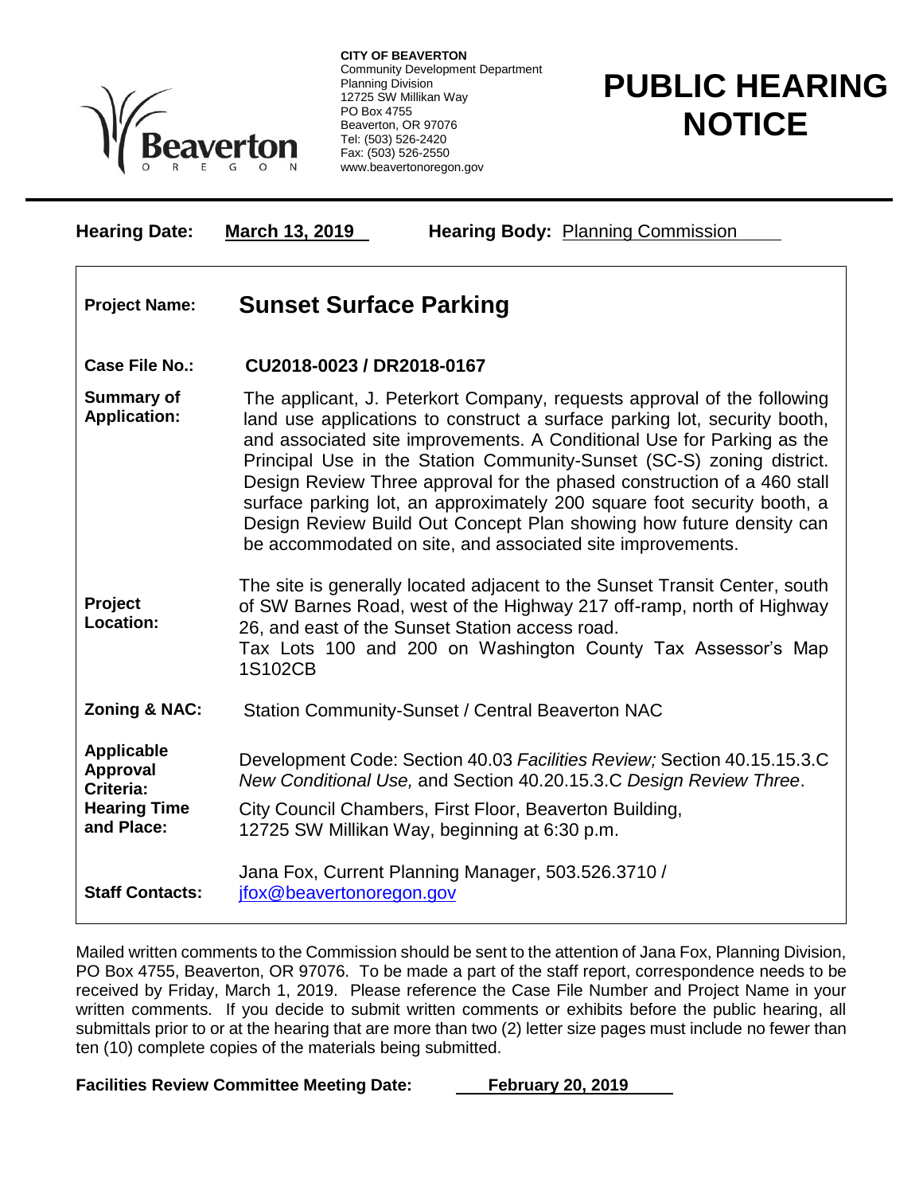**CITY OF BEAVERTON**
Community Development Department
Planning Division
12725 SW Millikan Way
PO Box 4755
Beaverton, OR 97076
Tel: (503) 526-2420
Fax: (503) 526-2550
www.beavertonoregon.gov

# PUBLIC HEARING NOTICE

**Hearing Date:** **March 13, 2019** **Hearing Body:** Planning Commission

| | |
|---|---|
| **Project Name:** | **Sunset Surface Parking** |
| **Case File No.:** | **CU2018-0023 / DR2018-0167** |
| **Summary of Application:** | The applicant, J. Peterkort Company, requests approval of the following land use applications to construct a surface parking lot, security booth, and associated site improvements. A Conditional Use for Parking as the Principal Use in the Station Community-Sunset (SC-S) zoning district. Design Review Three approval for the phased construction of a 460 stall surface parking lot, an approximately 200 square foot security booth, a Design Review Build Out Concept Plan showing how future density can be accommodated on site, and associated site improvements. |
| **Project Location:** | The site is generally located adjacent to the Sunset Transit Center, south of SW Barnes Road, west of the Highway 217 off-ramp, north of Highway 26, and east of the Sunset Station access road. Tax Lots 100 and 200 on Washington County Tax Assessor's Map 1S102CB |
| **Zoning & NAC:** | Station Community-Sunset / Central Beaverton NAC |
| **Applicable Approval Criteria:** | Development Code: Section 40.03 *Facilities Review;* Section 40.15.15.3.C *New Conditional Use,* and Section 40.20.15.3.C *Design Review Three*. |
| **Hearing Time and Place:** | City Council Chambers, First Floor, Beaverton Building, 12725 SW Millikan Way, beginning at 6:30 p.m. |
| **Staff Contacts:** | Jana Fox, Current Planning Manager, 503.526.3710 / jfox@beavertonoregon.gov |

Mailed written comments to the Commission should be sent to the attention of Jana Fox, Planning Division, PO Box 4755, Beaverton, OR 97076. To be made a part of the staff report, correspondence needs to be received by Friday, March 1, 2019. Please reference the Case File Number and Project Name in your written comments. If you decide to submit written comments or exhibits before the public hearing, all submittals prior to or at the hearing that are more than two (2) letter size pages must include no fewer than ten (10) complete copies of the materials being submitted.

**Facilities Review Committee Meeting Date:** **February 20, 2019**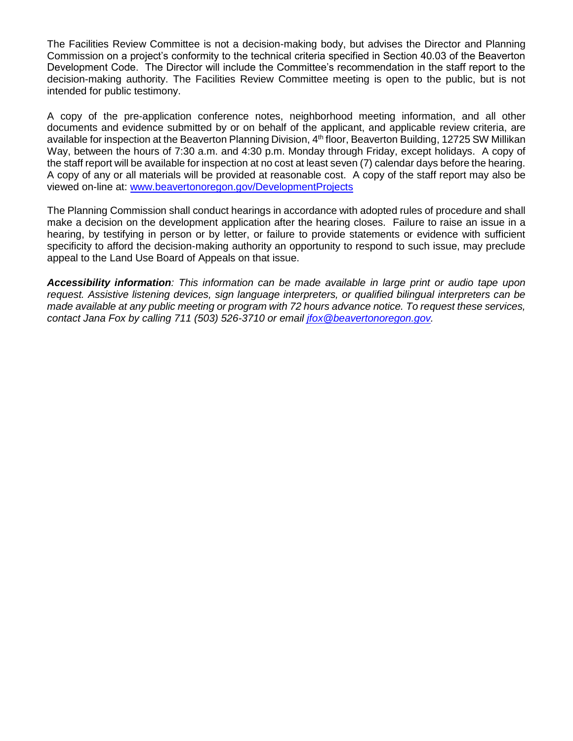The Facilities Review Committee is not a decision-making body, but advises the Director and Planning Commission on a project's conformity to the technical criteria specified in Section 40.03 of the Beaverton Development Code. The Director will include the Committee's recommendation in the staff report to the decision-making authority. The Facilities Review Committee meeting is open to the public, but is not intended for public testimony.

A copy of the pre-application conference notes, neighborhood meeting information, and all other documents and evidence submitted by or on behalf of the applicant, and applicable review criteria, are available for inspection at the Beaverton Planning Division, 4th floor, Beaverton Building, 12725 SW Millikan Way, between the hours of 7:30 a.m. and 4:30 p.m. Monday through Friday, except holidays. A copy of the staff report will be available for inspection at no cost at least seven (7) calendar days before the hearing. A copy of any or all materials will be provided at reasonable cost. A copy of the staff report may also be viewed on-line at: www.beavertonoregon.gov/DevelopmentProjects

The Planning Commission shall conduct hearings in accordance with adopted rules of procedure and shall make a decision on the development application after the hearing closes. Failure to raise an issue in a hearing, by testifying in person or by letter, or failure to provide statements or evidence with sufficient specificity to afford the decision-making authority an opportunity to respond to such issue, may preclude appeal to the Land Use Board of Appeals on that issue.

***Accessibility information**: This information can be made available in large print or audio tape upon request. Assistive listening devices, sign language interpreters, or qualified bilingual interpreters can be made available at any public meeting or program with 72 hours advance notice. To request these services, contact Jana Fox by calling 711 (503) 526-3710 or email jfox@beavertonoregon.gov.*